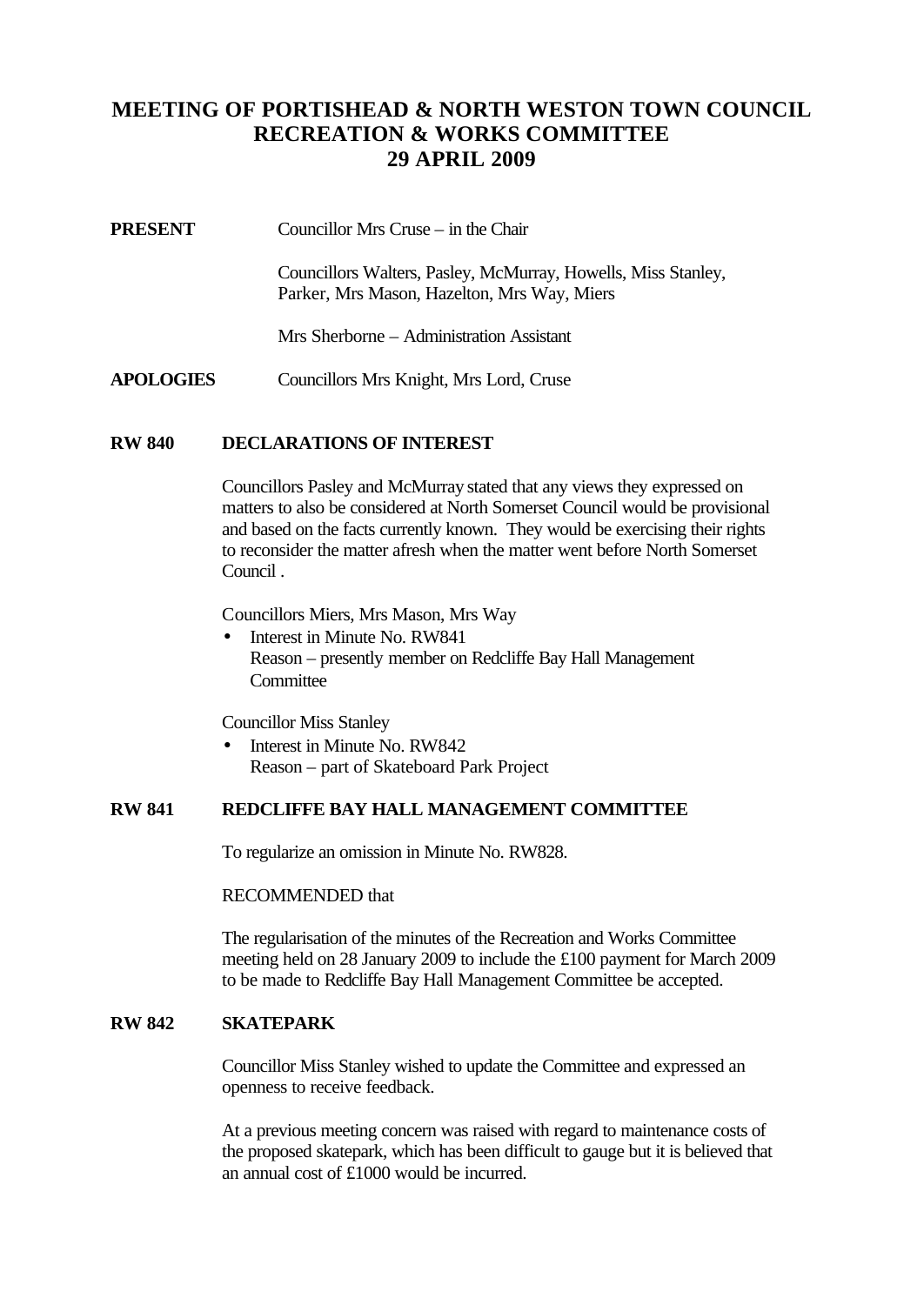# MEETING OF PORTISHEAD & NORTH WESTON TOWN COUNCIL RECREATION & WORKS COMMITTEE 29 APRIL 2009

**PRESENT** Councillor Mrs Cruse – in the Chair

Councillors Walters, Pasley, McMurray, Howells, Miss Stanley, Parker, Mrs Mason, Hazelton, Mrs Way, Miers

Mrs Sherborne – Administration Assistant

**APOLOGIES** Councillors Mrs Knight, Mrs Lord, Cruse

## RW 840 DECLARATIONS OF INTEREST

Councillors Pasley and McMurray stated that any views they expressed on matters to also be considered at North Somerset Council would be provisional and based on the facts currently known. They would be exercising their rights to reconsider the matter afresh when the matter went before North Somerset Council .

Councillors Miers, Mrs Mason, Mrs Way

- Interest in Minute No. RW841
  Reason – presently member on Redcliffe Bay Hall Management Committee

Councillor Miss Stanley

- Interest in Minute No. RW842
  Reason – part of Skateboard Park Project

## RW 841 REDCLIFFE BAY HALL MANAGEMENT COMMITTEE

To regularize an omission in Minute No. RW828.

RECOMMENDED that

The regularisation of the minutes of the Recreation and Works Committee meeting held on 28 January 2009 to include the £100 payment for March 2009 to be made to Redcliffe Bay Hall Management Committee be accepted.

## RW 842 SKATEPARK

Councillor Miss Stanley wished to update the Committee and expressed an openness to receive feedback.

At a previous meeting concern was raised with regard to maintenance costs of the proposed skatepark, which has been difficult to gauge but it is believed that an annual cost of £1000 would be incurred.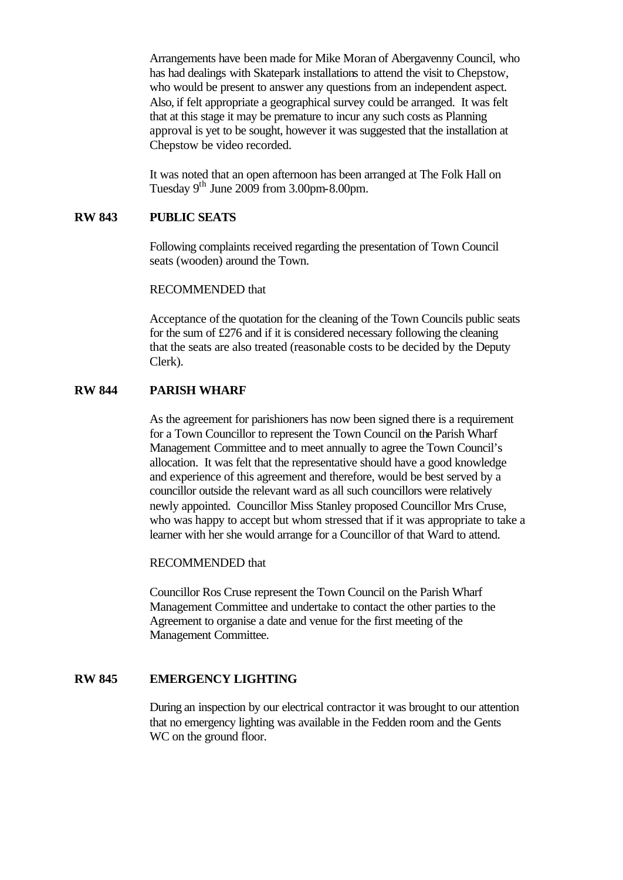Arrangements have been made for Mike Moran of Abergavenny Council, who has had dealings with Skatepark installations to attend the visit to Chepstow, who would be present to answer any questions from an independent aspect. Also, if felt appropriate a geographical survey could be arranged. It was felt that at this stage it may be premature to incur any such costs as Planning approval is yet to be sought, however it was suggested that the installation at Chepstow be video recorded.

It was noted that an open afternoon has been arranged at The Folk Hall on Tuesday 9th June 2009 from 3.00pm-8.00pm.

**RW 843 PUBLIC SEATS**

Following complaints received regarding the presentation of Town Council seats (wooden) around the Town.

RECOMMENDED that

Acceptance of the quotation for the cleaning of the Town Councils public seats for the sum of £276 and if it is considered necessary following the cleaning that the seats are also treated (reasonable costs to be decided by the Deputy Clerk).

**RW 844 PARISH WHARF**

As the agreement for parishioners has now been signed there is a requirement for a Town Councillor to represent the Town Council on the Parish Wharf Management Committee and to meet annually to agree the Town Council's allocation. It was felt that the representative should have a good knowledge and experience of this agreement and therefore, would be best served by a councillor outside the relevant ward as all such councillors were relatively newly appointed. Councillor Miss Stanley proposed Councillor Mrs Cruse, who was happy to accept but whom stressed that if it was appropriate to take a learner with her she would arrange for a Councillor of that Ward to attend.

RECOMMENDED that

Councillor Ros Cruse represent the Town Council on the Parish Wharf Management Committee and undertake to contact the other parties to the Agreement to organise a date and venue for the first meeting of the Management Committee.

**RW 845 EMERGENCY LIGHTING**

During an inspection by our electrical contractor it was brought to our attention that no emergency lighting was available in the Fedden room and the Gents WC on the ground floor.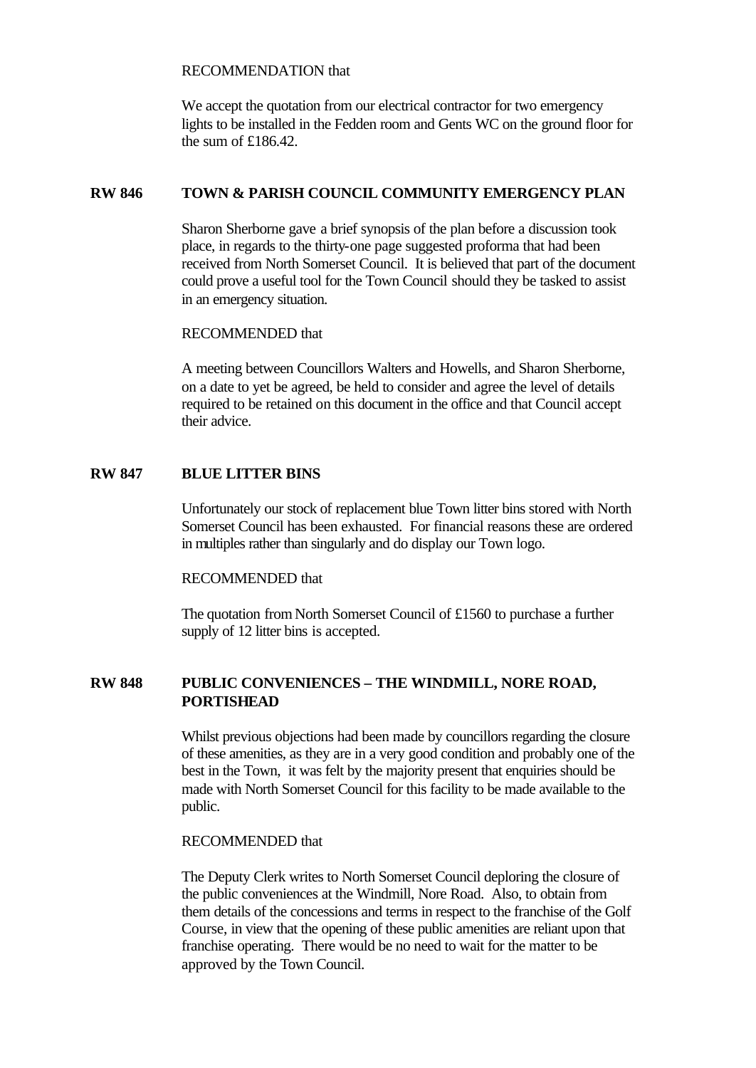RECOMMENDATION that

We accept the quotation from our electrical contractor for two emergency lights to be installed in the Fedden room and Gents WC on the ground floor for the sum of £186.42.

**RW 846 TOWN & PARISH COUNCIL COMMUNITY EMERGENCY PLAN**

Sharon Sherborne gave a brief synopsis of the plan before a discussion took place, in regards to the thirty-one page suggested proforma that had been received from North Somerset Council. It is believed that part of the document could prove a useful tool for the Town Council should they be tasked to assist in an emergency situation.

RECOMMENDED that

A meeting between Councillors Walters and Howells, and Sharon Sherborne, on a date to yet be agreed, be held to consider and agree the level of details required to be retained on this document in the office and that Council accept their advice.

**RW 847 BLUE LITTER BINS**

Unfortunately our stock of replacement blue Town litter bins stored with North Somerset Council has been exhausted. For financial reasons these are ordered in multiples rather than singularly and do display our Town logo.

RECOMMENDED that

The quotation from North Somerset Council of £1560 to purchase a further supply of 12 litter bins is accepted.

**RW 848 PUBLIC CONVENIENCES – THE WINDMILL, NORE ROAD, PORTISHEAD**

Whilst previous objections had been made by councillors regarding the closure of these amenities, as they are in a very good condition and probably one of the best in the Town, it was felt by the majority present that enquiries should be made with North Somerset Council for this facility to be made available to the public.

RECOMMENDED that

The Deputy Clerk writes to North Somerset Council deploring the closure of the public conveniences at the Windmill, Nore Road. Also, to obtain from them details of the concessions and terms in respect to the franchise of the Golf Course, in view that the opening of these public amenities are reliant upon that franchise operating. There would be no need to wait for the matter to be approved by the Town Council.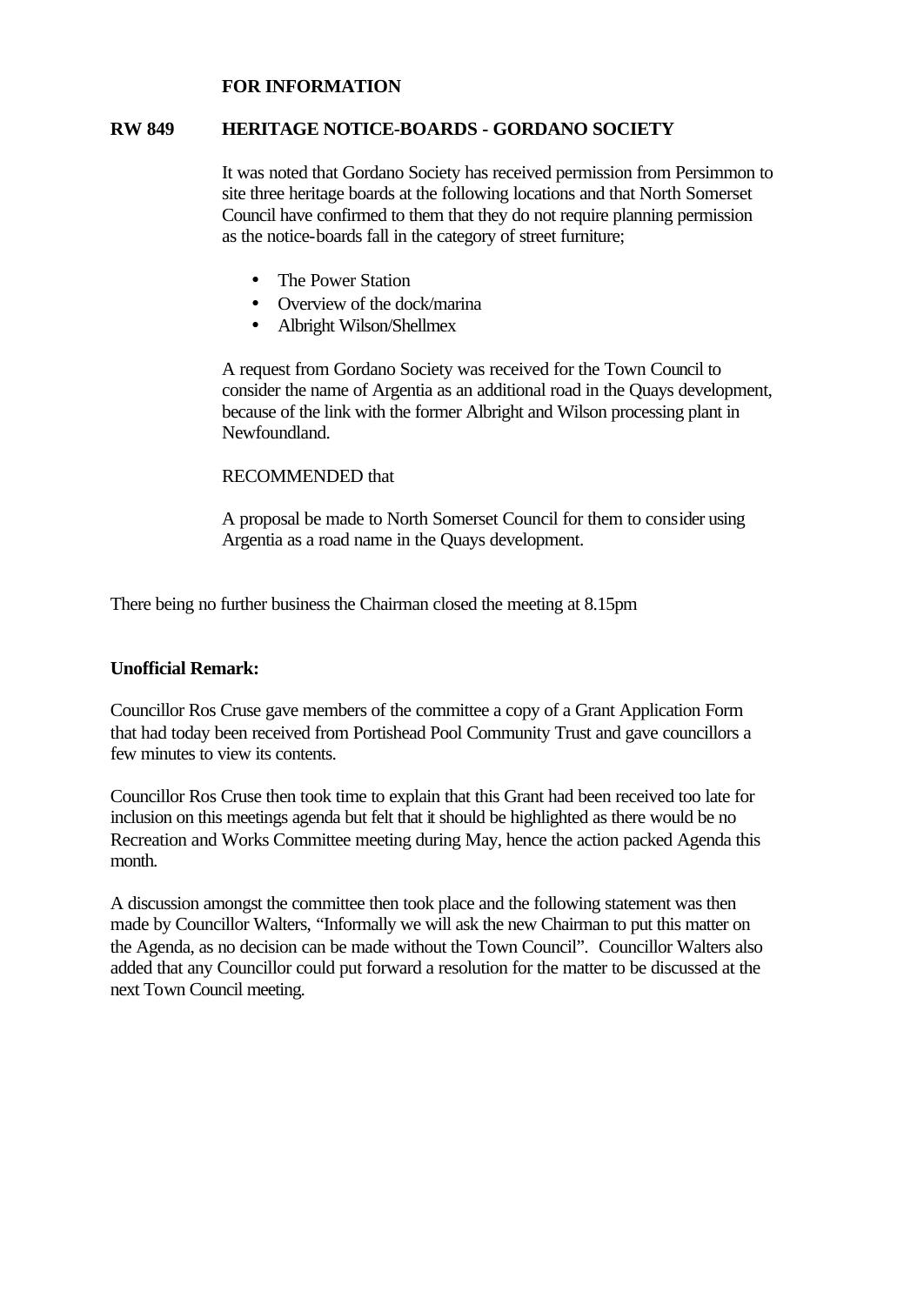**FOR INFORMATION**

**RW 849 HERITAGE NOTICE-BOARDS - GORDANO SOCIETY**

It was noted that Gordano Society has received permission from Persimmon to site three heritage boards at the following locations and that North Somerset Council have confirmed to them that they do not require planning permission as the notice-boards fall in the category of street furniture;

- The Power Station
- Overview of the dock/marina
- Albright Wilson/Shellmex

A request from Gordano Society was received for the Town Council to consider the name of Argentia as an additional road in the Quays development, because of the link with the former Albright and Wilson processing plant in Newfoundland.

RECOMMENDED that

A proposal be made to North Somerset Council for them to consider using Argentia as a road name in the Quays development.

There being no further business the Chairman closed the meeting at 8.15pm

**Unofficial Remark:**

Councillor Ros Cruse gave members of the committee a copy of a Grant Application Form that had today been received from Portishead Pool Community Trust and gave councillors a few minutes to view its contents.

Councillor Ros Cruse then took time to explain that this Grant had been received too late for inclusion on this meetings agenda but felt that it should be highlighted as there would be no Recreation and Works Committee meeting during May, hence the action packed Agenda this month.

A discussion amongst the committee then took place and the following statement was then made by Councillor Walters, "Informally we will ask the new Chairman to put this matter on the Agenda, as no decision can be made without the Town Council". Councillor Walters also added that any Councillor could put forward a resolution for the matter to be discussed at the next Town Council meeting.